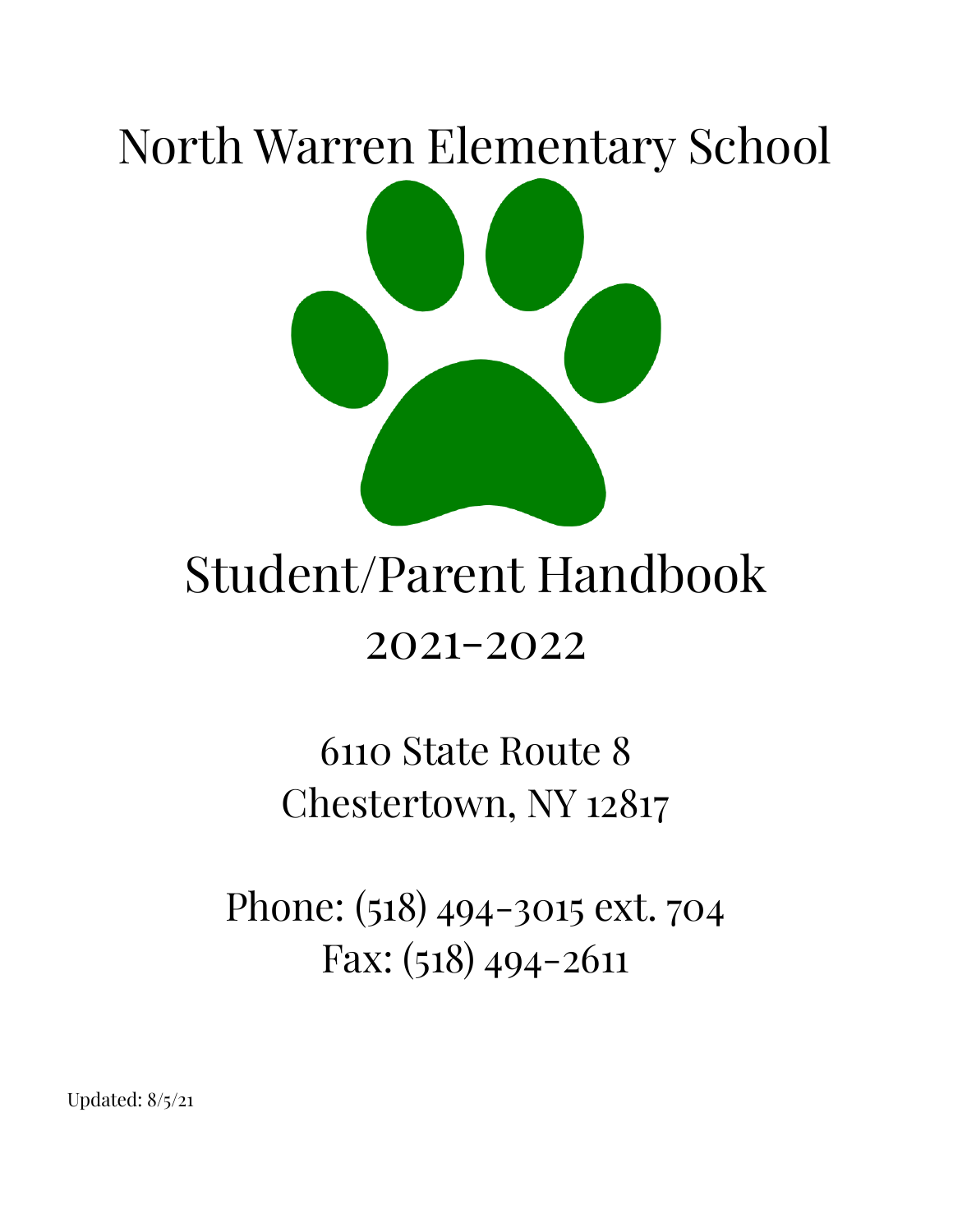# North Warren Elementary School

# Student/Parent Handbook

## 2021-2022

6110 State Route 8
Chestertown, NY 12817

Phone: (518) 494-3015 ext. 704
Fax: (518) 494-2611

Updated: 8/5/21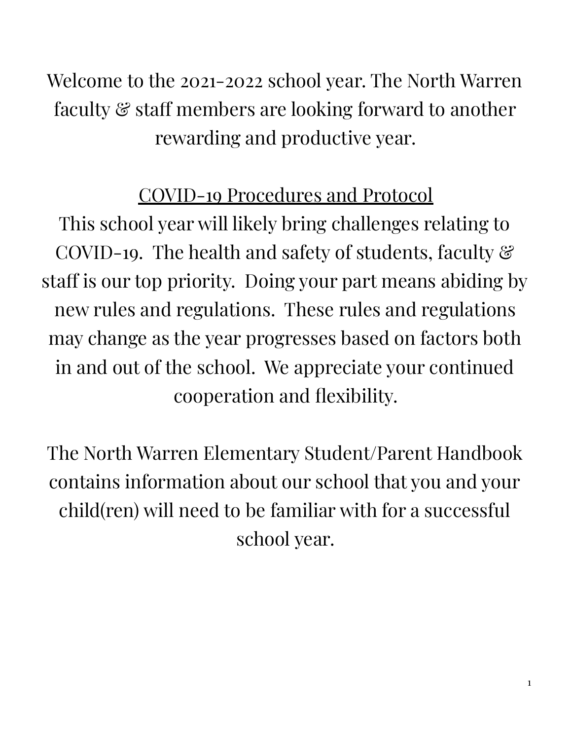Welcome to the 2021-2022 school year. The North Warren faculty & staff members are looking forward to another rewarding and productive year.

## COVID-19 Procedures and Protocol

This school year will likely bring challenges relating to COVID-19. The health and safety of students, faculty & staff is our top priority. Doing your part means abiding by new rules and regulations. These rules and regulations may change as the year progresses based on factors both in and out of the school. We appreciate your continued cooperation and flexibility.

The North Warren Elementary Student/Parent Handbook contains information about our school that you and your child(ren) will need to be familiar with for a successful school year.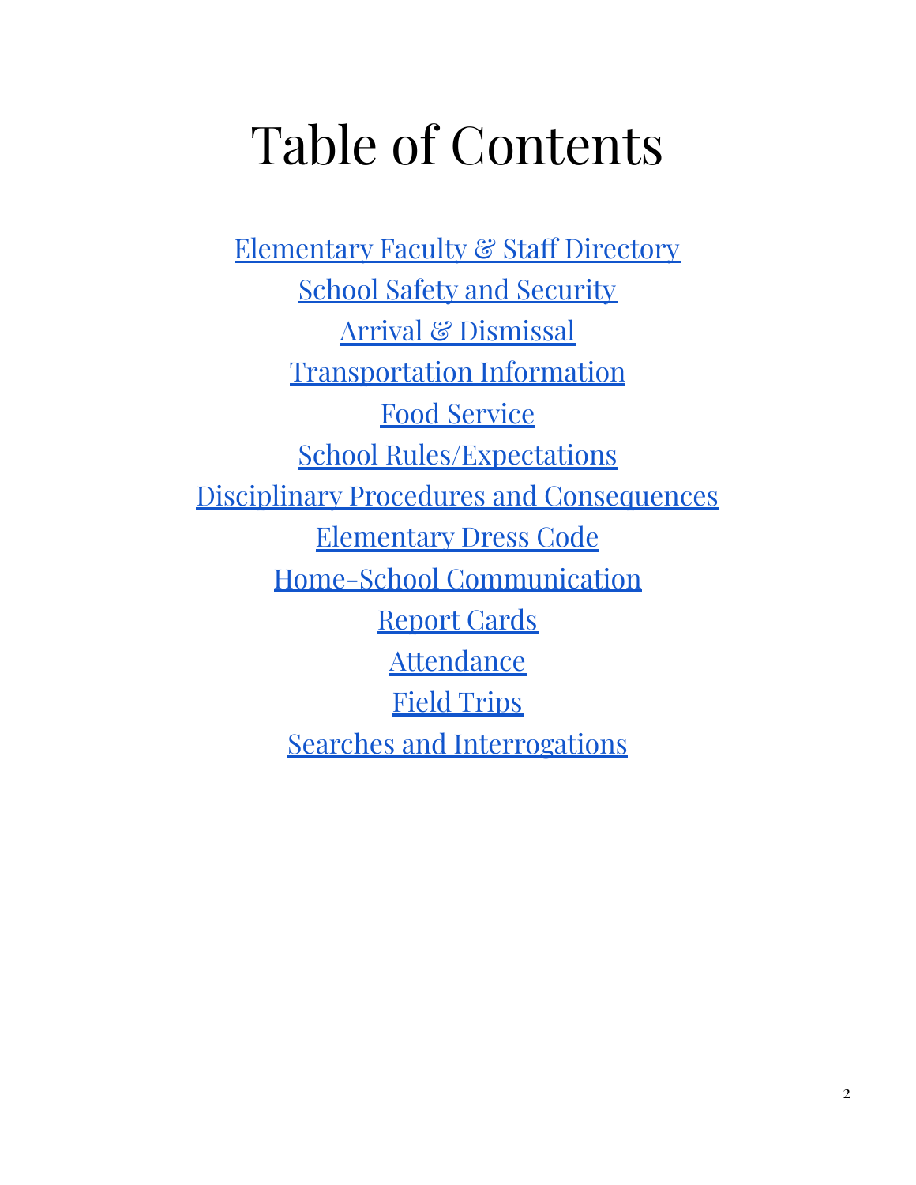# Table of Contents

Elementary Faculty & Staff Directory

School Safety and Security

Arrival & Dismissal

Transportation Information

Food Service

School Rules/Expectations

Disciplinary Procedures and Consequences

Elementary Dress Code

Home-School Communication

Report Cards

Attendance

Field Trips

Searches and Interrogations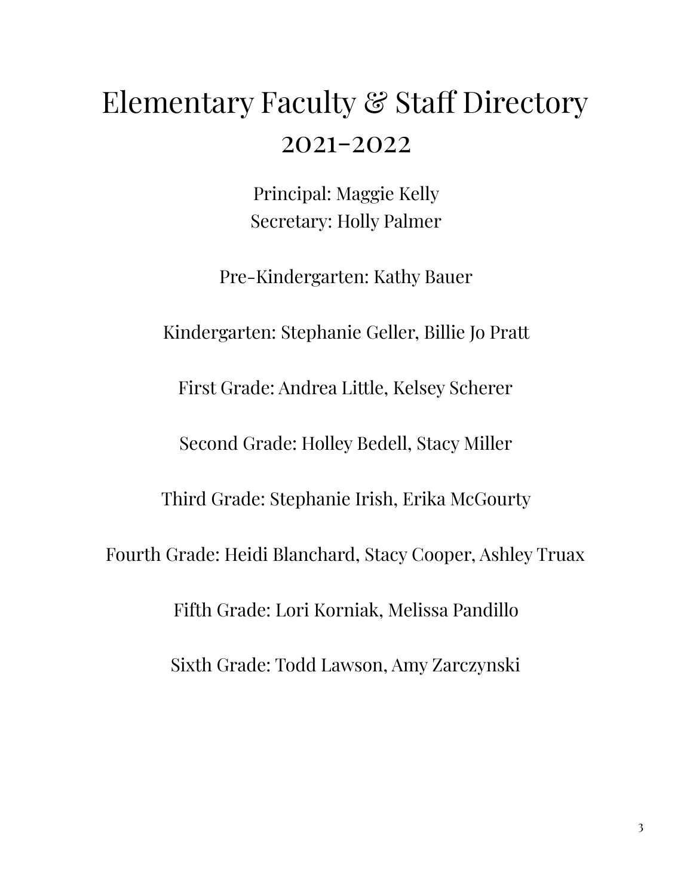# Elementary Faculty & Staff Directory

## 2021-2022

Principal: Maggie Kelly
Secretary: Holly Palmer

Pre-Kindergarten: Kathy Bauer

Kindergarten: Stephanie Geller, Billie Jo Pratt

First Grade: Andrea Little, Kelsey Scherer

Second Grade: Holley Bedell, Stacy Miller

Third Grade: Stephanie Irish, Erika McGourty

Fourth Grade: Heidi Blanchard, Stacy Cooper, Ashley Truax

Fifth Grade: Lori Korniak, Melissa Pandillo

Sixth Grade: Todd Lawson, Amy Zarczynski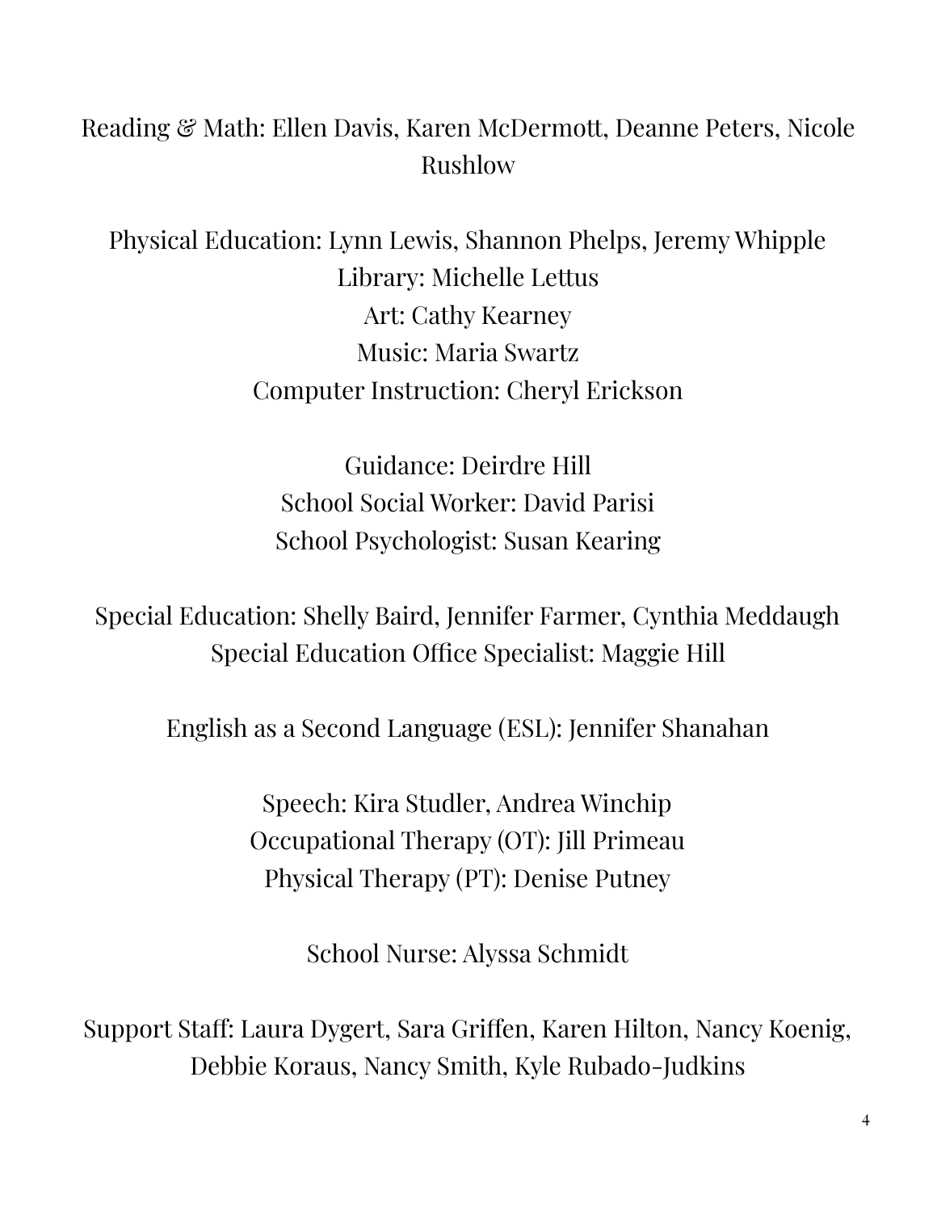Reading & Math: Ellen Davis, Karen McDermott, Deanne Peters, Nicole Rushlow

Physical Education: Lynn Lewis, Shannon Phelps, Jeremy Whipple
Library: Michelle Lettus
Art: Cathy Kearney
Music: Maria Swartz
Computer Instruction: Cheryl Erickson

Guidance: Deirdre Hill
School Social Worker: David Parisi
School Psychologist: Susan Kearing

Special Education: Shelly Baird, Jennifer Farmer, Cynthia Meddaugh
Special Education Office Specialist: Maggie Hill

English as a Second Language (ESL): Jennifer Shanahan

Speech: Kira Studler, Andrea Winchip
Occupational Therapy (OT): Jill Primeau
Physical Therapy (PT): Denise Putney

School Nurse: Alyssa Schmidt

Support Staff: Laura Dygert, Sara Griffen, Karen Hilton, Nancy Koenig, Debbie Koraus, Nancy Smith, Kyle Rubado-Judkins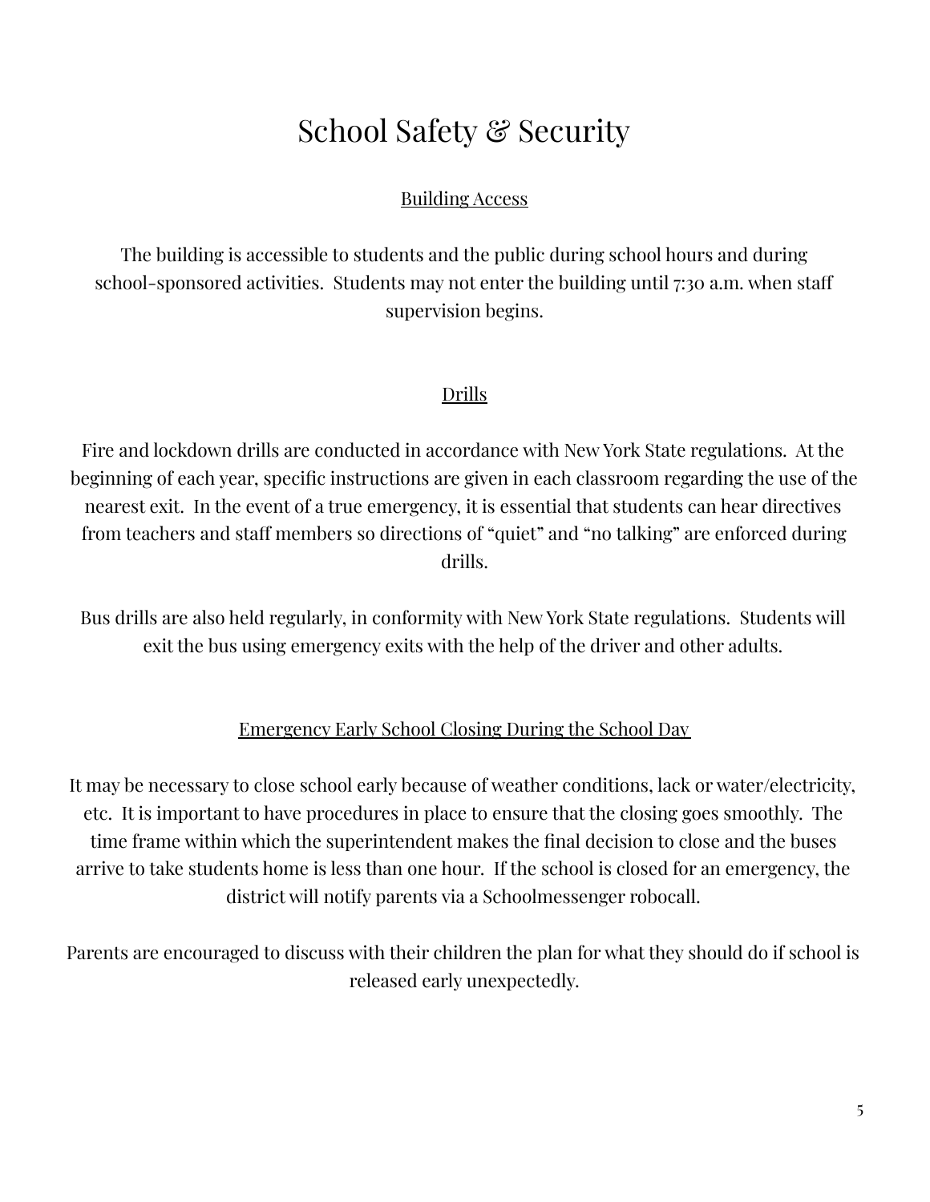# School Safety & Security

## Building Access

The building is accessible to students and the public during school hours and during school-sponsored activities. Students may not enter the building until 7:30 a.m. when staff supervision begins.

## Drills

Fire and lockdown drills are conducted in accordance with New York State regulations. At the beginning of each year, specific instructions are given in each classroom regarding the use of the nearest exit. In the event of a true emergency, it is essential that students can hear directives from teachers and staff members so directions of "quiet" and "no talking" are enforced during drills.

Bus drills are also held regularly, in conformity with New York State regulations. Students will exit the bus using emergency exits with the help of the driver and other adults.

## Emergency Early School Closing During the School Day

It may be necessary to close school early because of weather conditions, lack or water/electricity, etc. It is important to have procedures in place to ensure that the closing goes smoothly. The time frame within which the superintendent makes the final decision to close and the buses arrive to take students home is less than one hour. If the school is closed for an emergency, the district will notify parents via a Schoolmessenger robocall.

Parents are encouraged to discuss with their children the plan for what they should do if school is released early unexpectedly.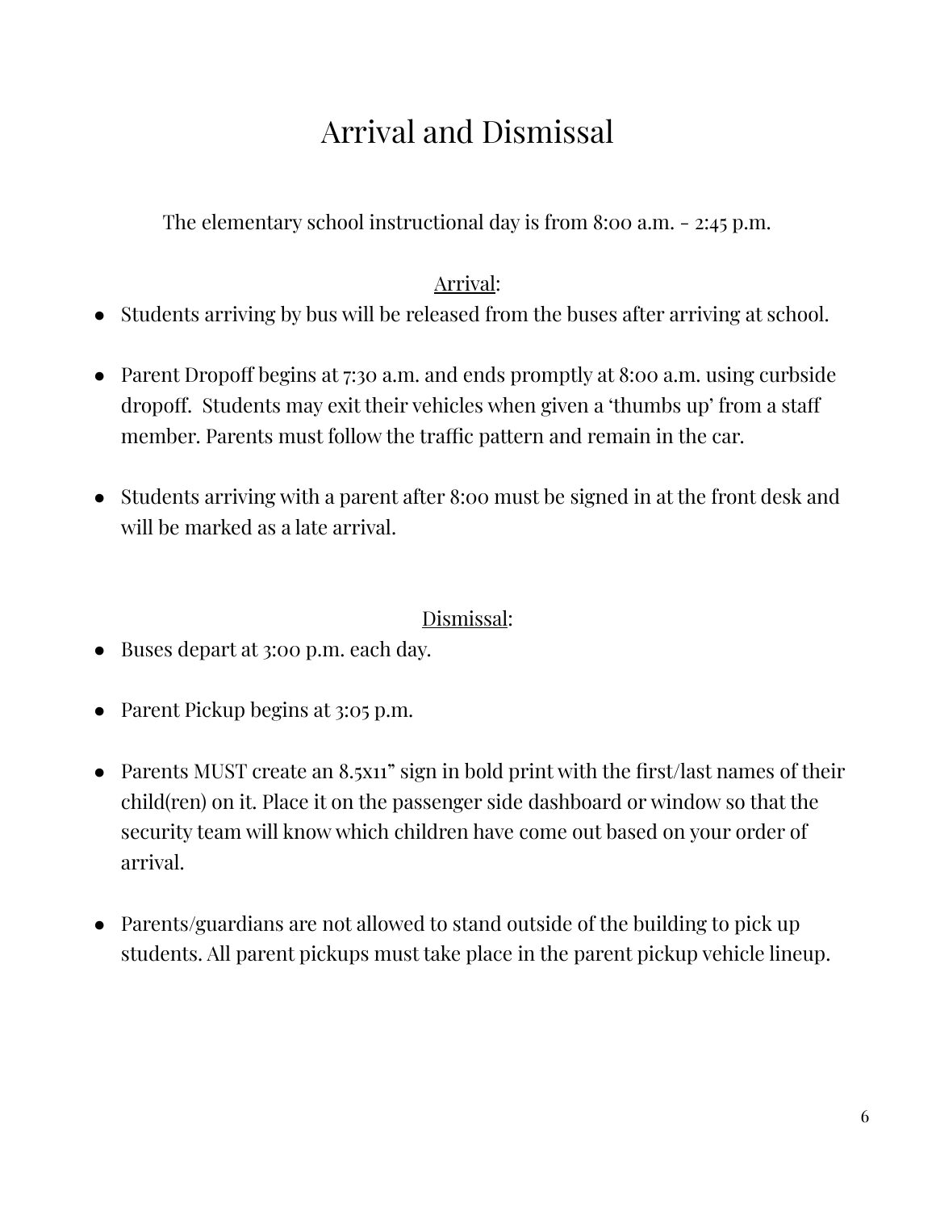# Arrival and Dismissal

The elementary school instructional day is from 8:00 a.m. - 2:45 p.m.

<u>Arrival</u>:

- Students arriving by bus will be released from the buses after arriving at school.

- Parent Dropoff begins at 7:30 a.m. and ends promptly at 8:00 a.m. using curbside dropoff. Students may exit their vehicles when given a 'thumbs up' from a staff member. Parents must follow the traffic pattern and remain in the car.

- Students arriving with a parent after 8:00 must be signed in at the front desk and will be marked as a late arrival.

<u>Dismissal</u>:

- Buses depart at 3:00 p.m. each day.

- Parent Pickup begins at 3:05 p.m.

- Parents MUST create an 8.5x11" sign in bold print with the first/last names of their child(ren) on it. Place it on the passenger side dashboard or window so that the security team will know which children have come out based on your order of arrival.

- Parents/guardians are not allowed to stand outside of the building to pick up students. All parent pickups must take place in the parent pickup vehicle lineup.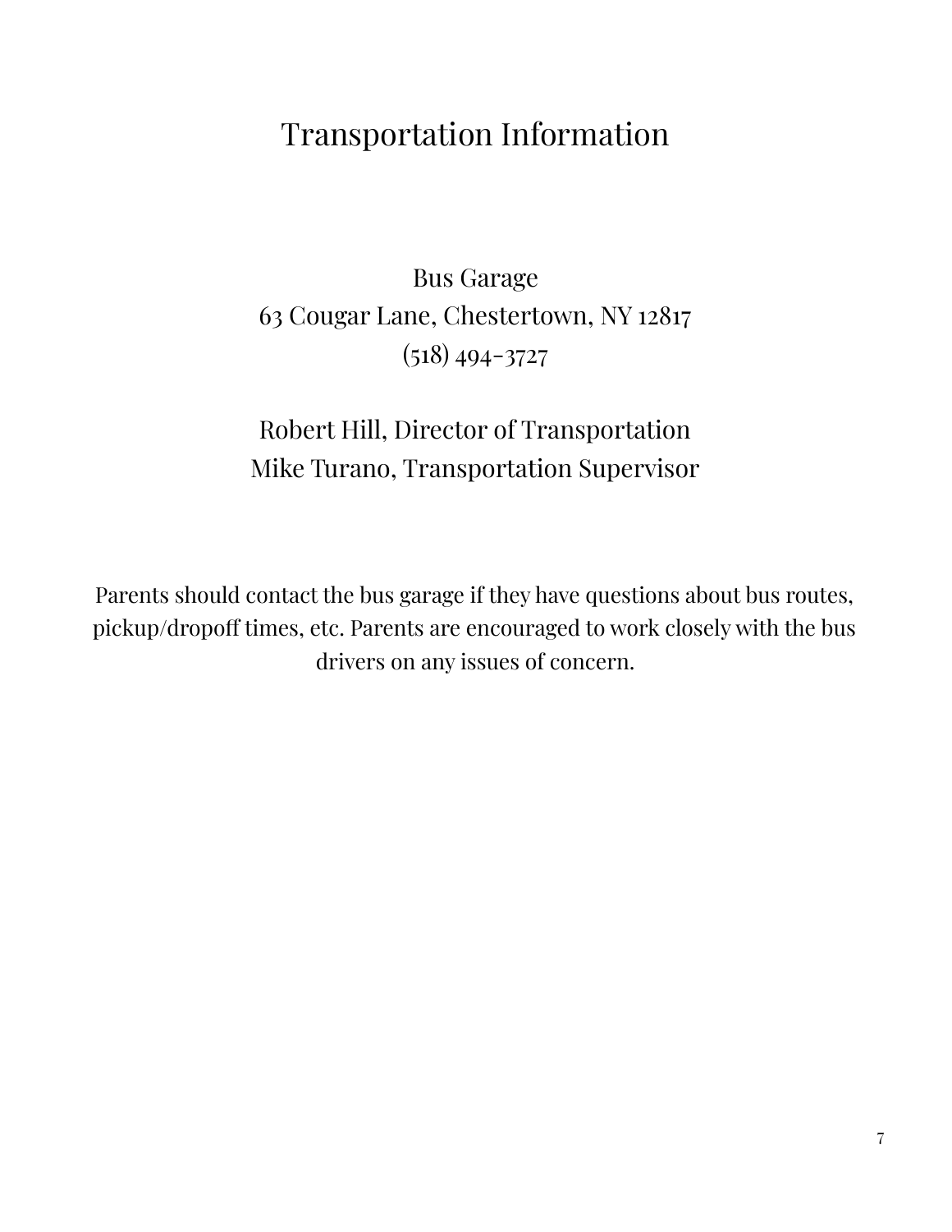# Transportation Information

Bus Garage
63 Cougar Lane, Chestertown, NY 12817
(518) 494-3727

Robert Hill, Director of Transportation
Mike Turano, Transportation Supervisor

Parents should contact the bus garage if they have questions about bus routes, pickup/dropoff times, etc. Parents are encouraged to work closely with the bus drivers on any issues of concern.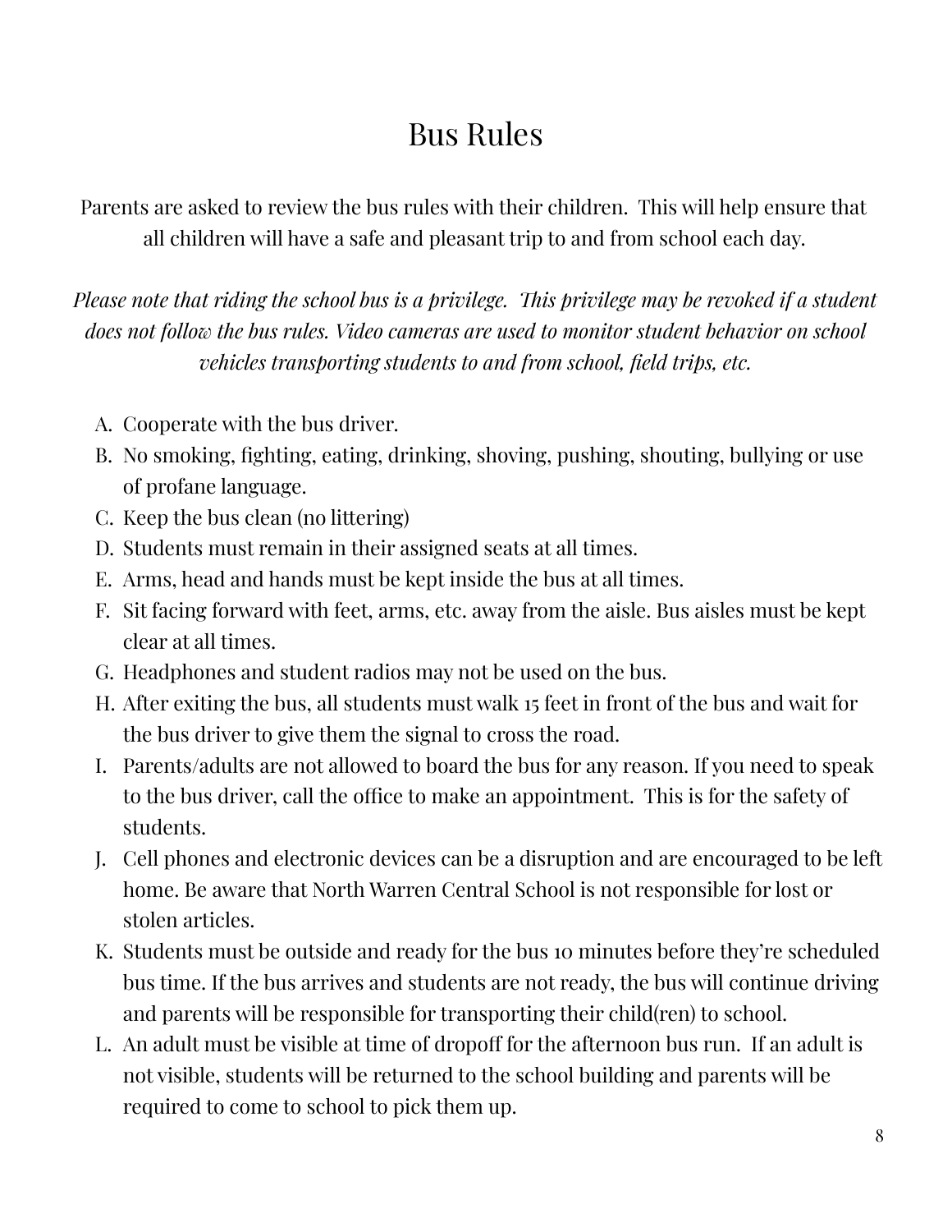# Bus Rules

Parents are asked to review the bus rules with their children. This will help ensure that all children will have a safe and pleasant trip to and from school each day.

*Please note that riding the school bus is a privilege. This privilege may be revoked if a student does not follow the bus rules. Video cameras are used to monitor student behavior on school vehicles transporting students to and from school, field trips, etc.*

A. Cooperate with the bus driver.
B. No smoking, fighting, eating, drinking, shoving, pushing, shouting, bullying or use of profane language.
C. Keep the bus clean (no littering)
D. Students must remain in their assigned seats at all times.
E. Arms, head and hands must be kept inside the bus at all times.
F. Sit facing forward with feet, arms, etc. away from the aisle. Bus aisles must be kept clear at all times.
G. Headphones and student radios may not be used on the bus.
H. After exiting the bus, all students must walk 15 feet in front of the bus and wait for the bus driver to give them the signal to cross the road.
I. Parents/adults are not allowed to board the bus for any reason. If you need to speak to the bus driver, call the office to make an appointment. This is for the safety of students.
J. Cell phones and electronic devices can be a disruption and are encouraged to be left home. Be aware that North Warren Central School is not responsible for lost or stolen articles.
K. Students must be outside and ready for the bus 10 minutes before they're scheduled bus time. If the bus arrives and students are not ready, the bus will continue driving and parents will be responsible for transporting their child(ren) to school.
L. An adult must be visible at time of dropoff for the afternoon bus run. If an adult is not visible, students will be returned to the school building and parents will be required to come to school to pick them up.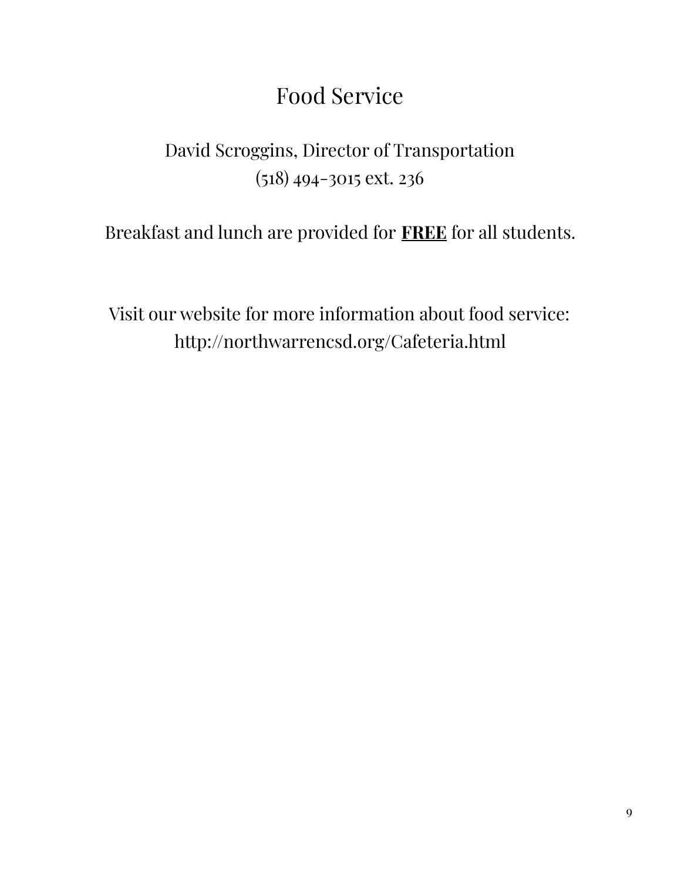# Food Service

David Scroggins, Director of Transportation
(518) 494-3015 ext. 236

Breakfast and lunch are provided for **FREE** for all students.

Visit our website for more information about food service:
http://northwarrencsd.org/Cafeteria.html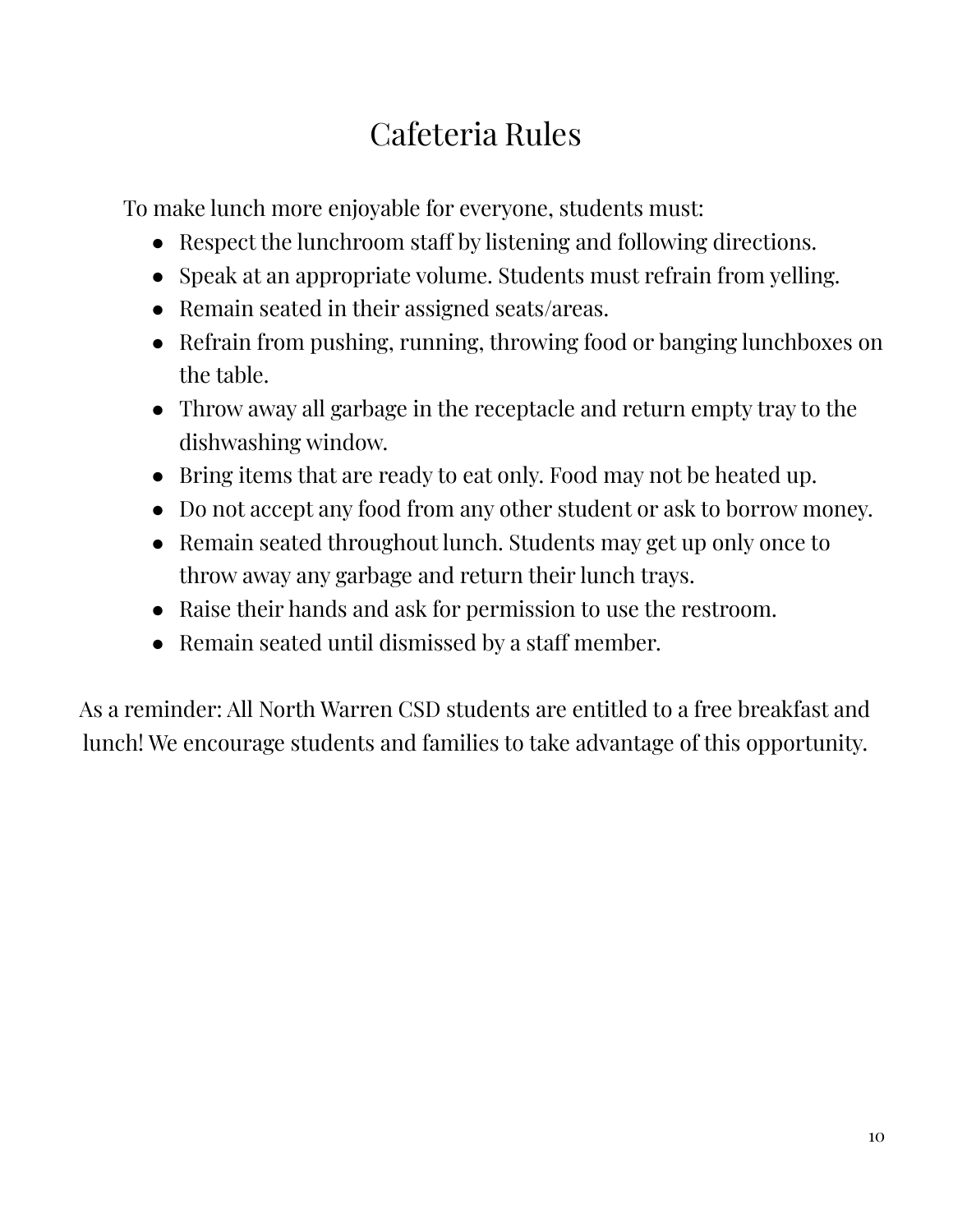# Cafeteria Rules

To make lunch more enjoyable for everyone, students must:

- Respect the lunchroom staff by listening and following directions.
- Speak at an appropriate volume. Students must refrain from yelling.
- Remain seated in their assigned seats/areas.
- Refrain from pushing, running, throwing food or banging lunchboxes on the table.
- Throw away all garbage in the receptacle and return empty tray to the dishwashing window.
- Bring items that are ready to eat only. Food may not be heated up.
- Do not accept any food from any other student or ask to borrow money.
- Remain seated throughout lunch. Students may get up only once to throw away any garbage and return their lunch trays.
- Raise their hands and ask for permission to use the restroom.
- Remain seated until dismissed by a staff member.

As a reminder: All North Warren CSD students are entitled to a free breakfast and lunch! We encourage students and families to take advantage of this opportunity.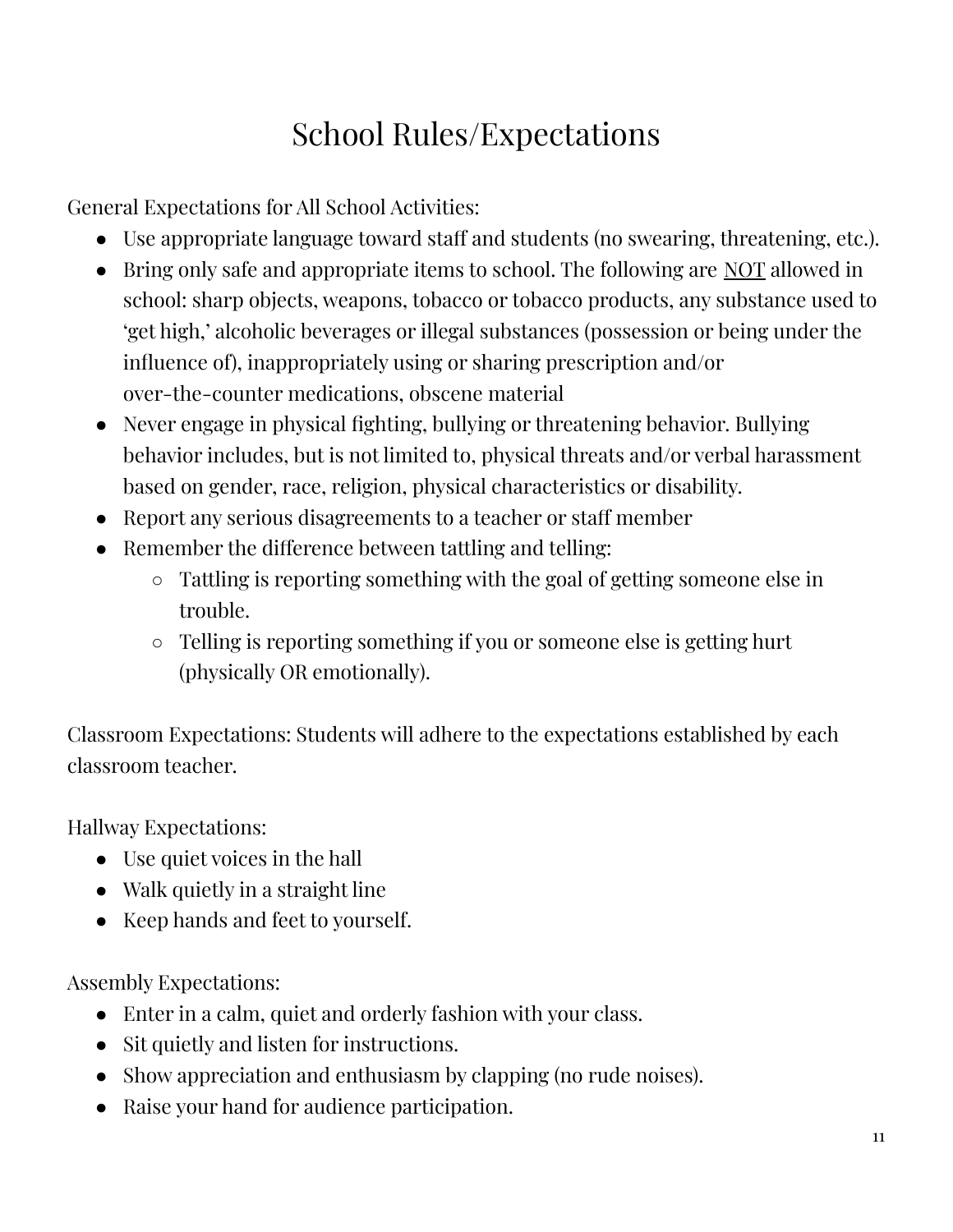# School Rules/Expectations

General Expectations for All School Activities:

- Use appropriate language toward staff and students (no swearing, threatening, etc.).
- Bring only safe and appropriate items to school. The following are <u>NOT</u> allowed in school: sharp objects, weapons, tobacco or tobacco products, any substance used to 'get high,' alcoholic beverages or illegal substances (possession or being under the influence of), inappropriately using or sharing prescription and/or over-the-counter medications, obscene material
- Never engage in physical fighting, bullying or threatening behavior. Bullying behavior includes, but is not limited to, physical threats and/or verbal harassment based on gender, race, religion, physical characteristics or disability.
- Report any serious disagreements to a teacher or staff member
- Remember the difference between tattling and telling:
  - Tattling is reporting something with the goal of getting someone else in trouble.
  - Telling is reporting something if you or someone else is getting hurt (physically OR emotionally).

Classroom Expectations: Students will adhere to the expectations established by each classroom teacher.

Hallway Expectations:

- Use quiet voices in the hall
- Walk quietly in a straight line
- Keep hands and feet to yourself.

Assembly Expectations:

- Enter in a calm, quiet and orderly fashion with your class.
- Sit quietly and listen for instructions.
- Show appreciation and enthusiasm by clapping (no rude noises).
- Raise your hand for audience participation.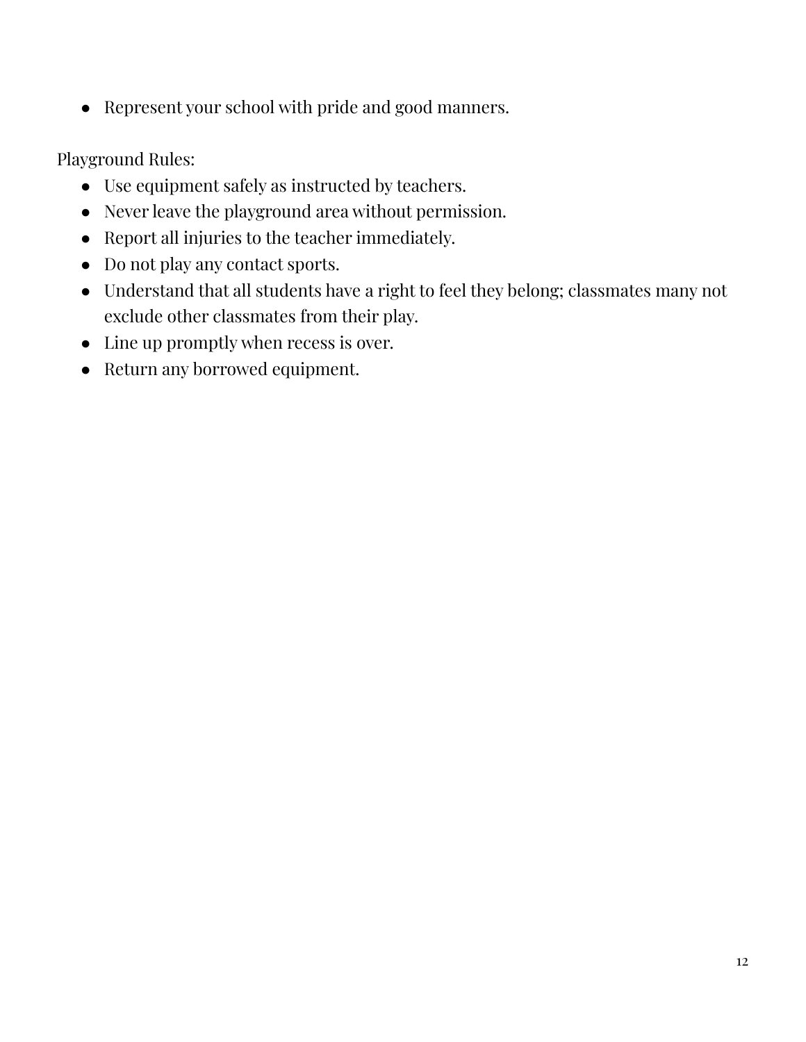- Represent your school with pride and good manners.

Playground Rules:

- Use equipment safely as instructed by teachers.
- Never leave the playground area without permission.
- Report all injuries to the teacher immediately.
- Do not play any contact sports.
- Understand that all students have a right to feel they belong; classmates many not exclude other classmates from their play.
- Line up promptly when recess is over.
- Return any borrowed equipment.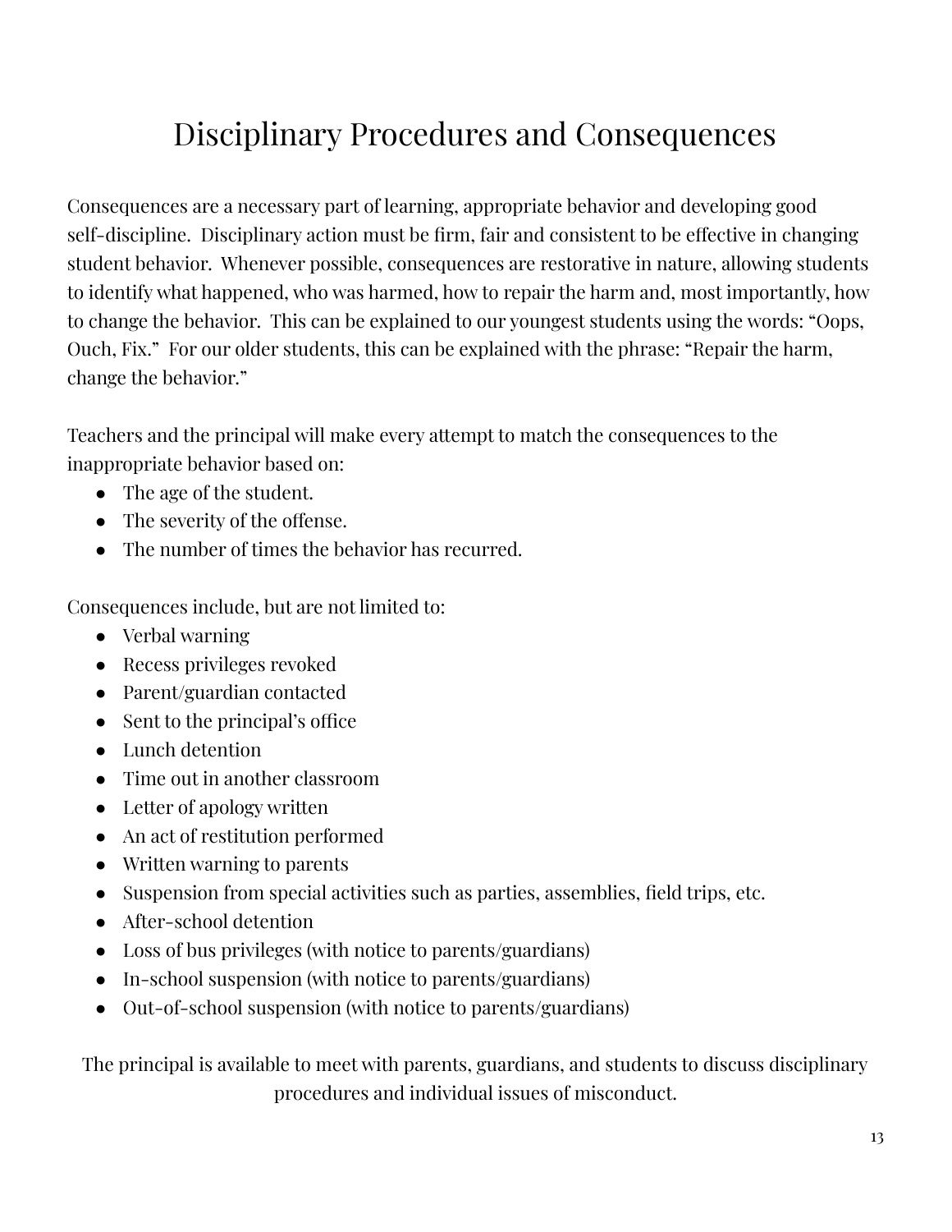# Disciplinary Procedures and Consequences

Consequences are a necessary part of learning, appropriate behavior and developing good self-discipline. Disciplinary action must be firm, fair and consistent to be effective in changing student behavior. Whenever possible, consequences are restorative in nature, allowing students to identify what happened, who was harmed, how to repair the harm and, most importantly, how to change the behavior. This can be explained to our youngest students using the words: "Oops, Ouch, Fix." For our older students, this can be explained with the phrase: "Repair the harm, change the behavior."

Teachers and the principal will make every attempt to match the consequences to the inappropriate behavior based on:

- The age of the student.
- The severity of the offense.
- The number of times the behavior has recurred.

Consequences include, but are not limited to:

- Verbal warning
- Recess privileges revoked
- Parent/guardian contacted
- Sent to the principal's office
- Lunch detention
- Time out in another classroom
- Letter of apology written
- An act of restitution performed
- Written warning to parents
- Suspension from special activities such as parties, assemblies, field trips, etc.
- After-school detention
- Loss of bus privileges (with notice to parents/guardians)
- In-school suspension (with notice to parents/guardians)
- Out-of-school suspension (with notice to parents/guardians)

The principal is available to meet with parents, guardians, and students to discuss disciplinary procedures and individual issues of misconduct.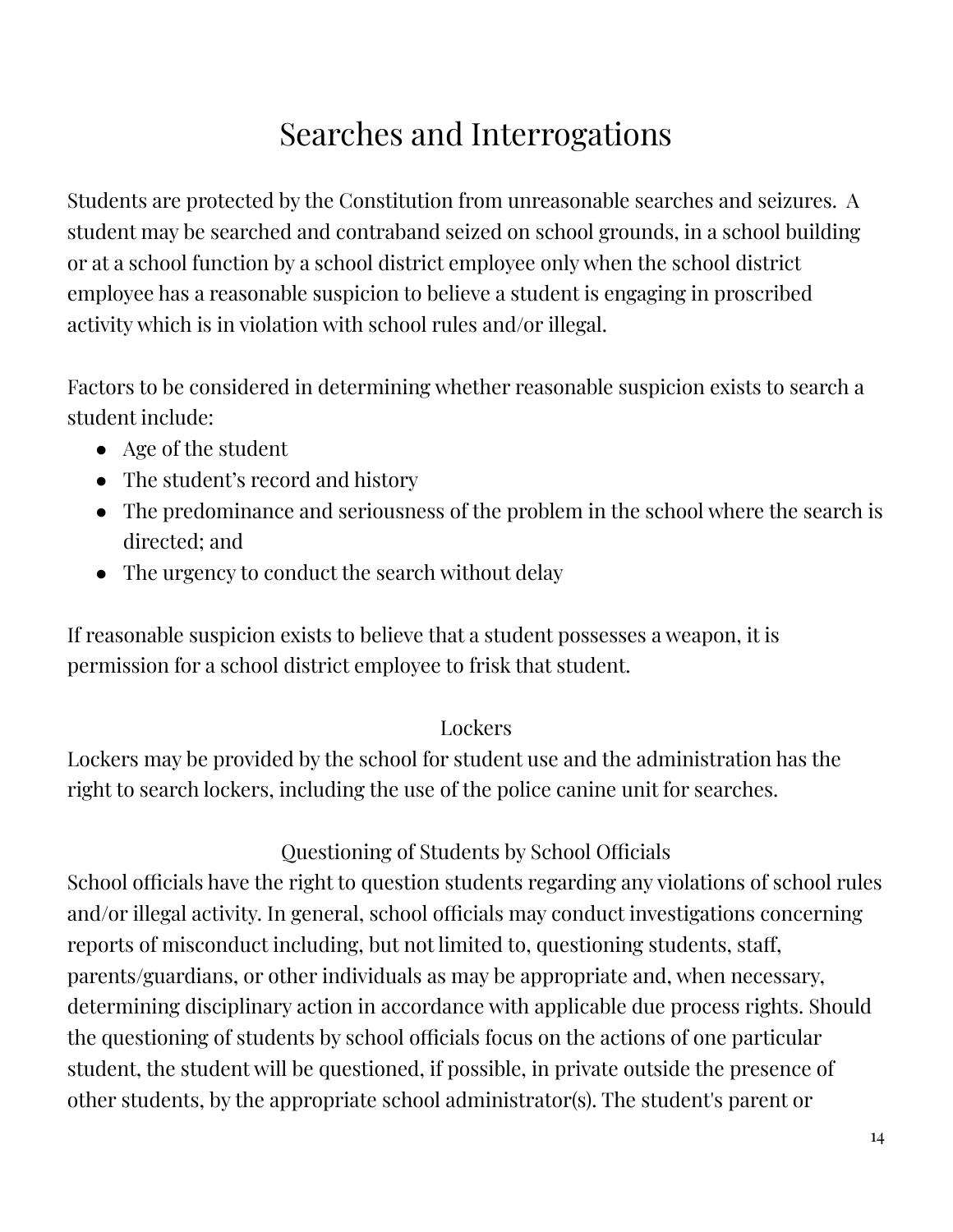# Searches and Interrogations

Students are protected by the Constitution from unreasonable searches and seizures. A student may be searched and contraband seized on school grounds, in a school building or at a school function by a school district employee only when the school district employee has a reasonable suspicion to believe a student is engaging in proscribed activity which is in violation with school rules and/or illegal.

Factors to be considered in determining whether reasonable suspicion exists to search a student include:

- Age of the student
- The student's record and history
- The predominance and seriousness of the problem in the school where the search is directed; and
- The urgency to conduct the search without delay

If reasonable suspicion exists to believe that a student possesses a weapon, it is permission for a school district employee to frisk that student.

## Lockers

Lockers may be provided by the school for student use and the administration has the right to search lockers, including the use of the police canine unit for searches.

## Questioning of Students by School Officials

School officials have the right to question students regarding any violations of school rules and/or illegal activity. In general, school officials may conduct investigations concerning reports of misconduct including, but not limited to, questioning students, staff, parents/guardians, or other individuals as may be appropriate and, when necessary, determining disciplinary action in accordance with applicable due process rights. Should the questioning of students by school officials focus on the actions of one particular student, the student will be questioned, if possible, in private outside the presence of other students, by the appropriate school administrator(s). The student's parent or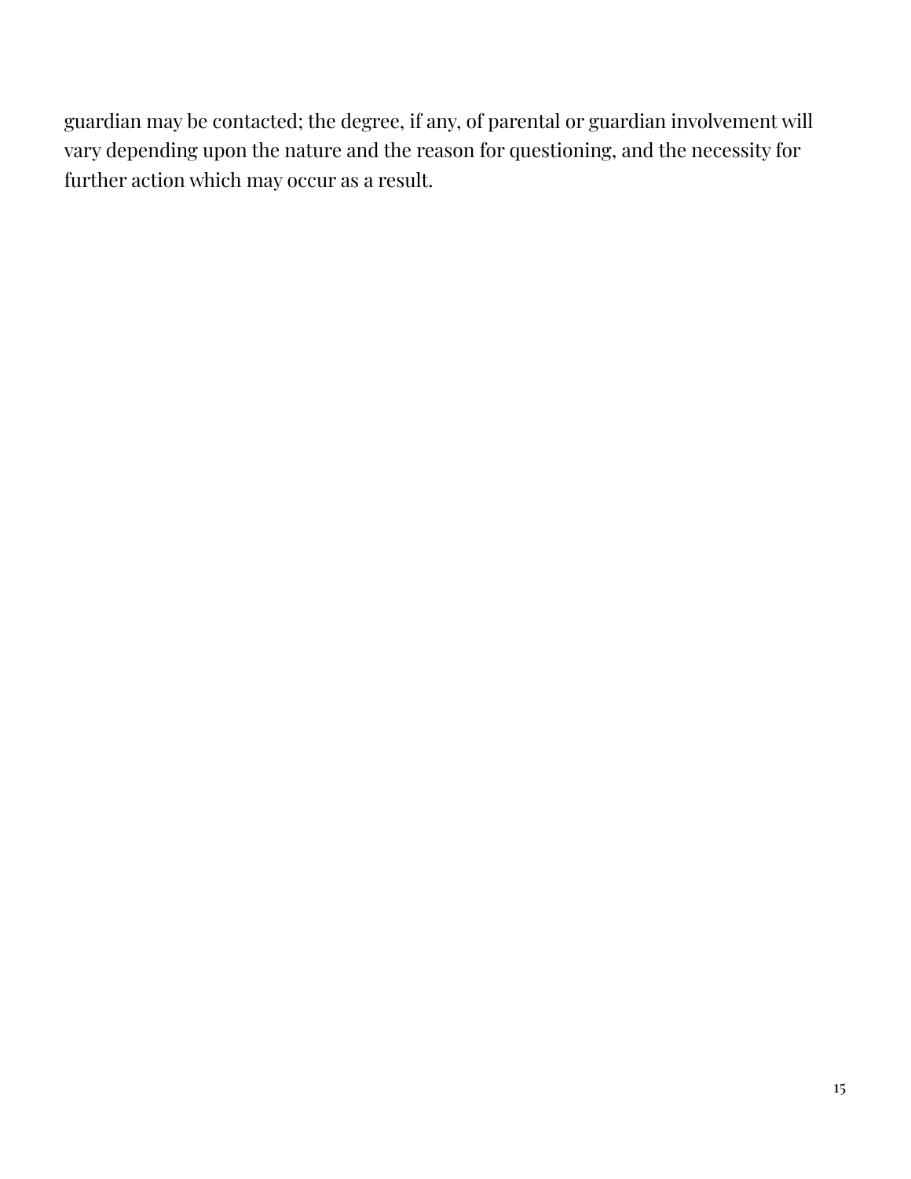guardian may be contacted; the degree, if any, of parental or guardian involvement will vary depending upon the nature and the reason for questioning, and the necessity for further action which may occur as a result.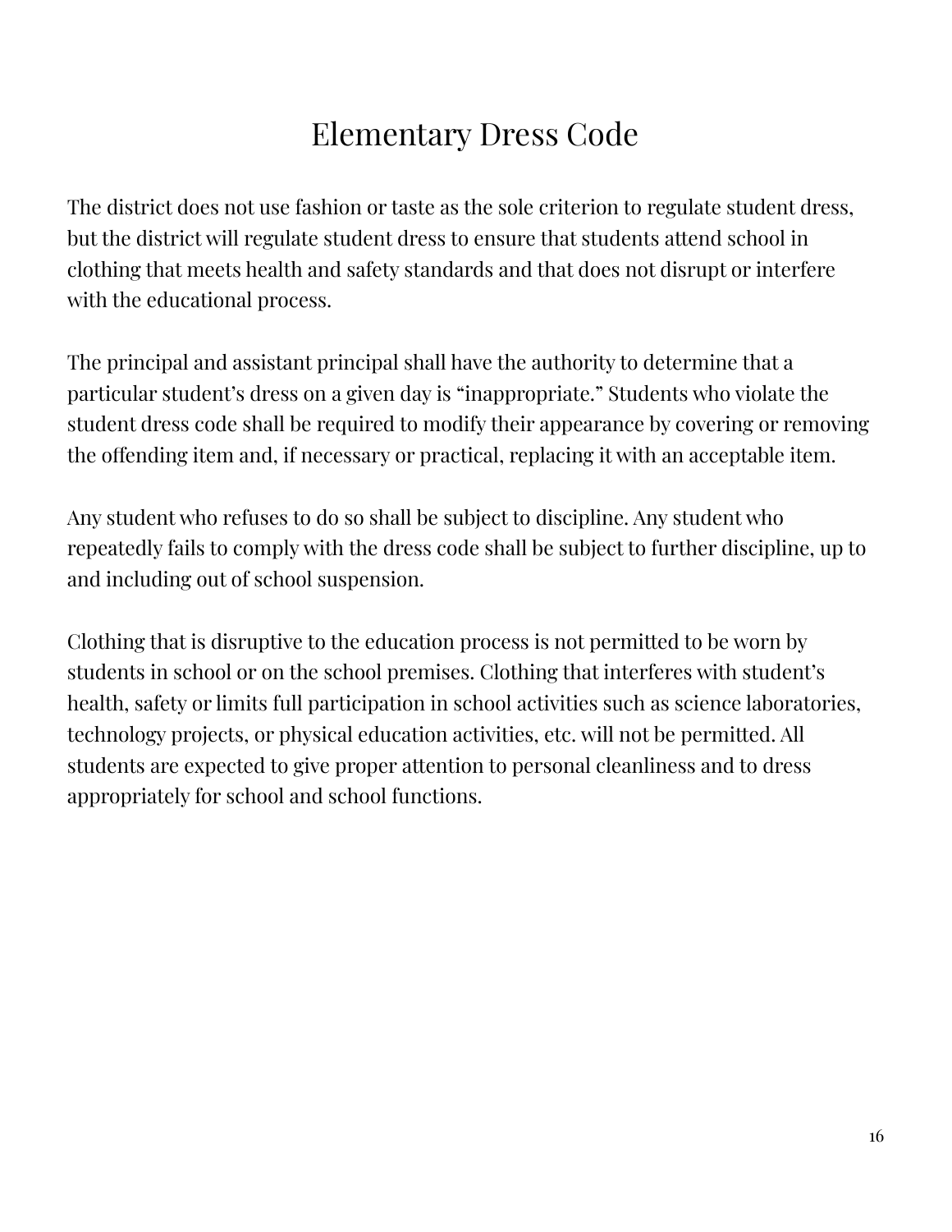# Elementary Dress Code

The district does not use fashion or taste as the sole criterion to regulate student dress, but the district will regulate student dress to ensure that students attend school in clothing that meets health and safety standards and that does not disrupt or interfere with the educational process.

The principal and assistant principal shall have the authority to determine that a particular student's dress on a given day is "inappropriate." Students who violate the student dress code shall be required to modify their appearance by covering or removing the offending item and, if necessary or practical, replacing it with an acceptable item.

Any student who refuses to do so shall be subject to discipline. Any student who repeatedly fails to comply with the dress code shall be subject to further discipline, up to and including out of school suspension.

Clothing that is disruptive to the education process is not permitted to be worn by students in school or on the school premises. Clothing that interferes with student's health, safety or limits full participation in school activities such as science laboratories, technology projects, or physical education activities, etc. will not be permitted. All students are expected to give proper attention to personal cleanliness and to dress appropriately for school and school functions.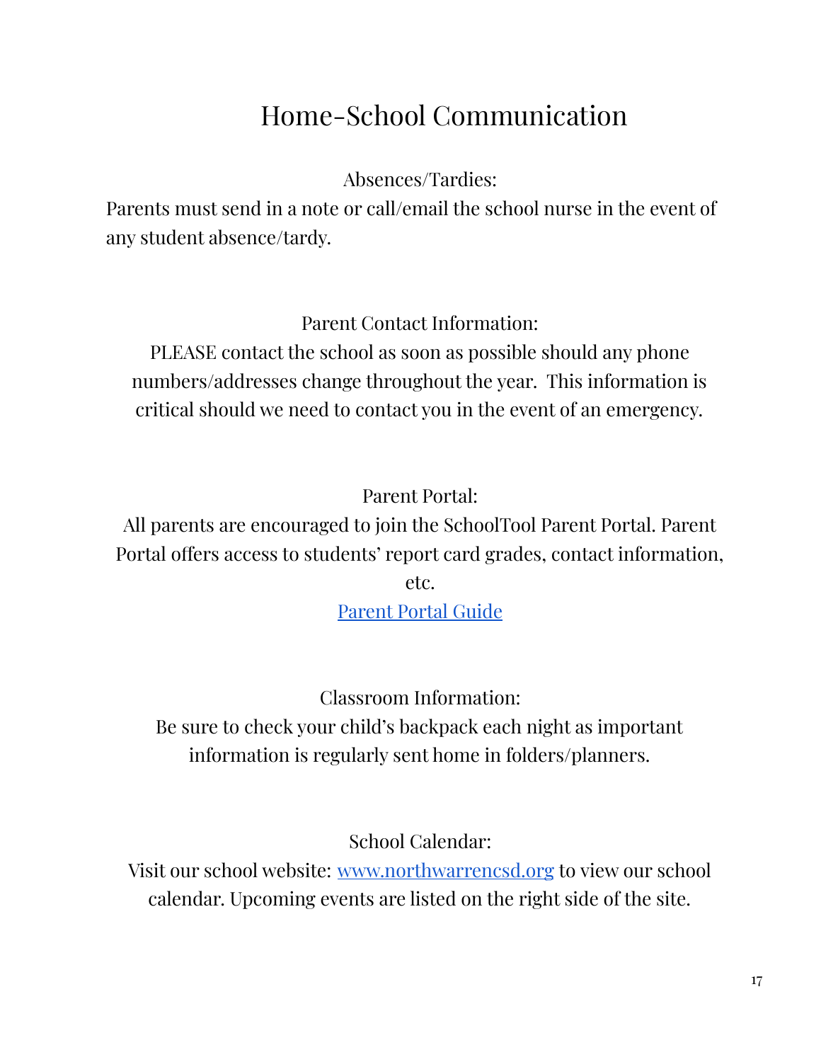# Home-School Communication

### Absences/Tardies:

Parents must send in a note or call/email the school nurse in the event of any student absence/tardy.

### Parent Contact Information:

PLEASE contact the school as soon as possible should any phone numbers/addresses change throughout the year. This information is critical should we need to contact you in the event of an emergency.

### Parent Portal:

All parents are encouraged to join the SchoolTool Parent Portal. Parent Portal offers access to students' report card grades, contact information, etc.

Parent Portal Guide

### Classroom Information:

Be sure to check your child's backpack each night as important information is regularly sent home in folders/planners.

### School Calendar:

Visit our school website: www.northwarrencsd.org to view our school calendar. Upcoming events are listed on the right side of the site.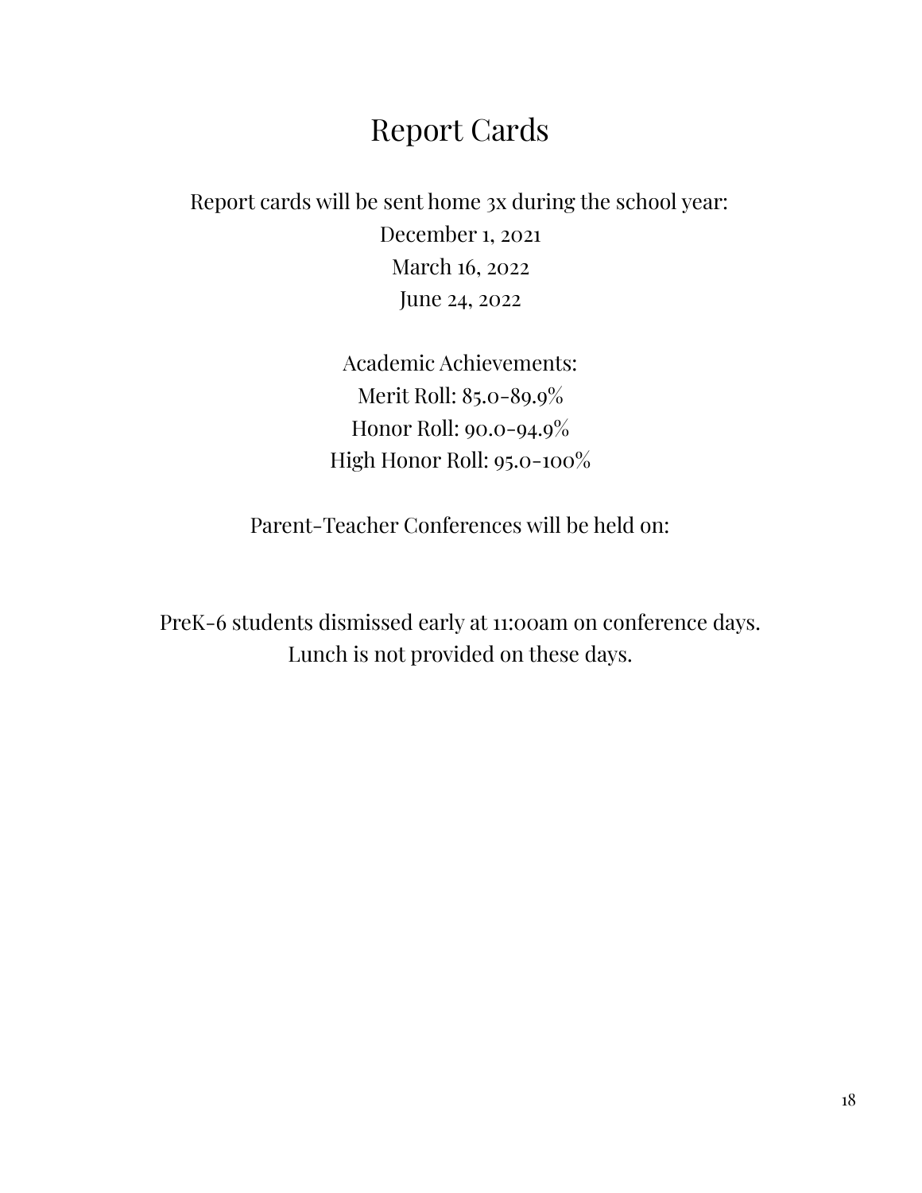# Report Cards

Report cards will be sent home 3x during the school year:

December 1, 2021

March 16, 2022

June 24, 2022

Academic Achievements:

Merit Roll: 85.0-89.9%

Honor Roll: 90.0-94.9%

High Honor Roll: 95.0-100%

Parent-Teacher Conferences will be held on:

PreK-6 students dismissed early at 11:00am on conference days.

Lunch is not provided on these days.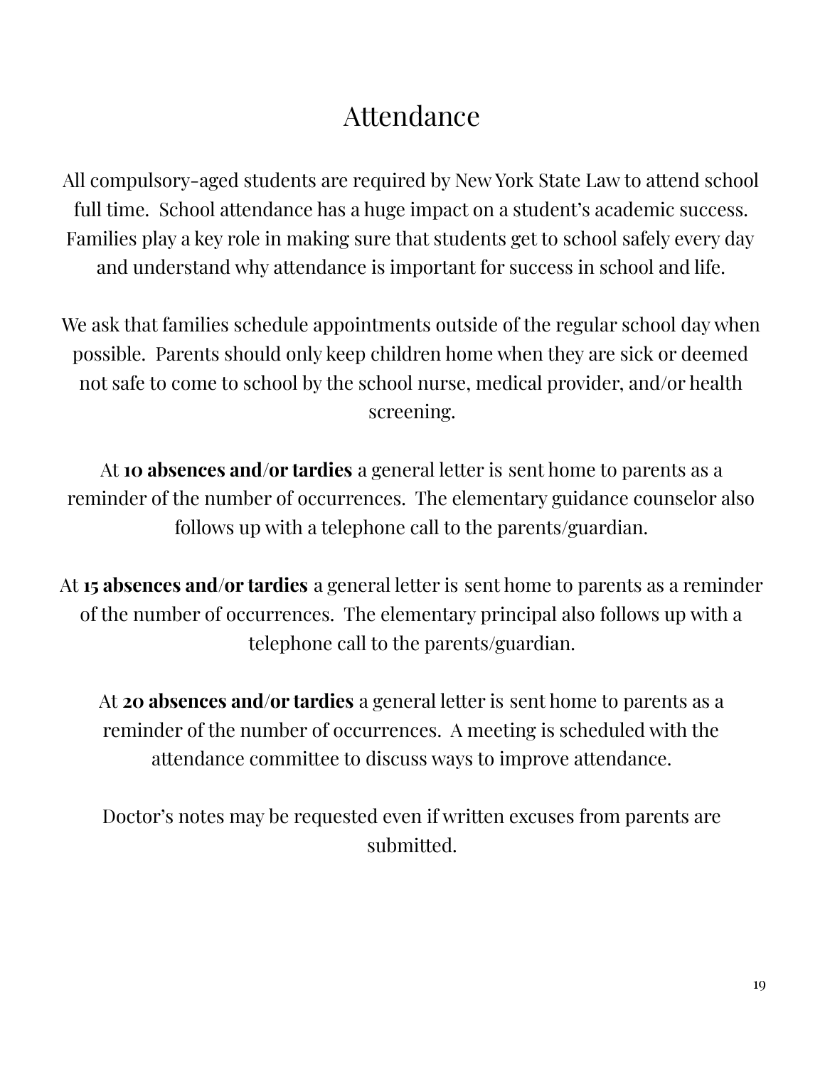# Attendance

All compulsory-aged students are required by New York State Law to attend school full time. School attendance has a huge impact on a student's academic success. Families play a key role in making sure that students get to school safely every day and understand why attendance is important for success in school and life.

We ask that families schedule appointments outside of the regular school day when possible. Parents should only keep children home when they are sick or deemed not safe to come to school by the school nurse, medical provider, and/or health screening.

At **10 absences and/or tardies** a general letter is sent home to parents as a reminder of the number of occurrences. The elementary guidance counselor also follows up with a telephone call to the parents/guardian.

At **15 absences and/or tardies** a general letter is sent home to parents as a reminder of the number of occurrences. The elementary principal also follows up with a telephone call to the parents/guardian.

At **20 absences and/or tardies** a general letter is sent home to parents as a reminder of the number of occurrences. A meeting is scheduled with the attendance committee to discuss ways to improve attendance.

Doctor's notes may be requested even if written excuses from parents are submitted.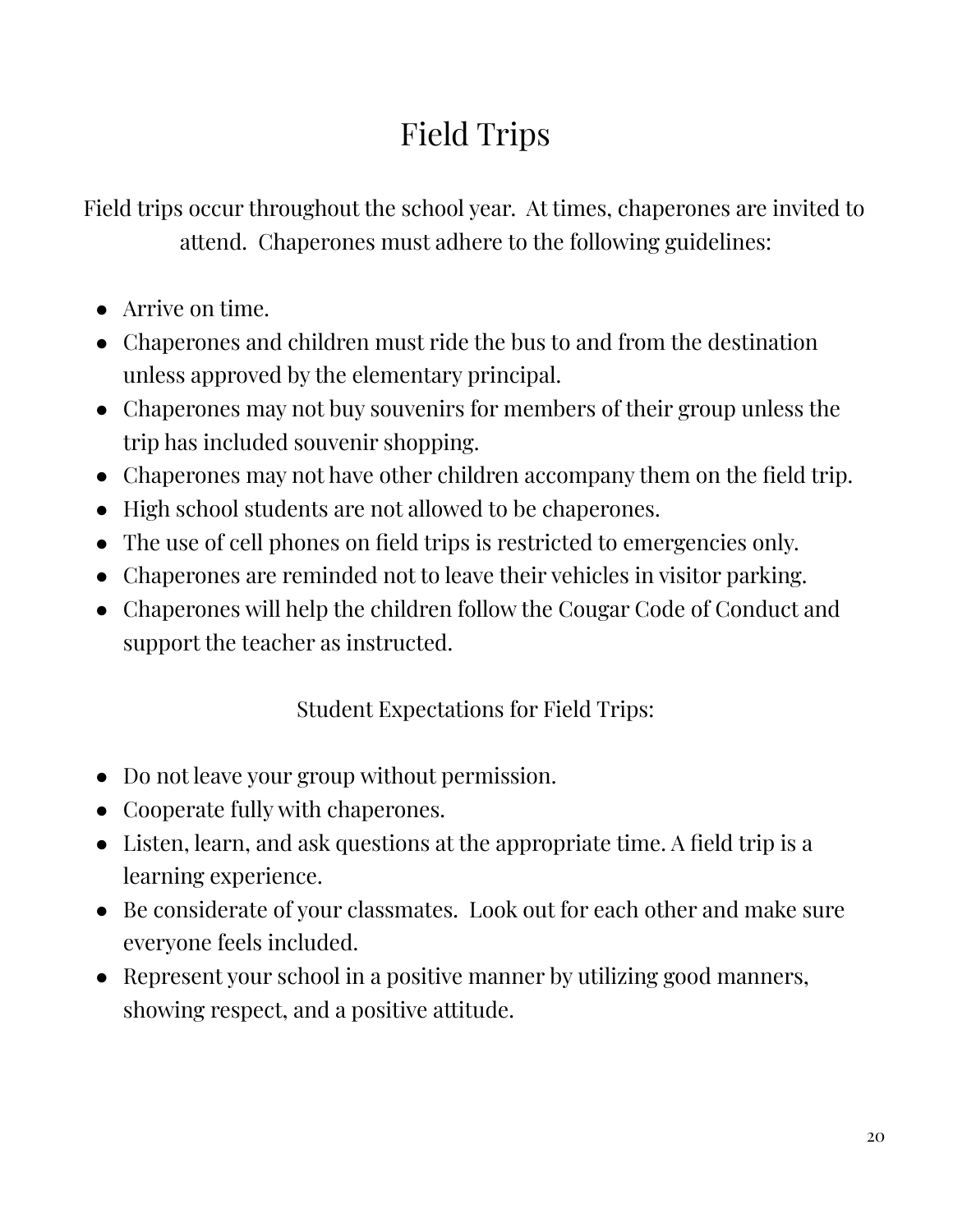# Field Trips

Field trips occur throughout the school year. At times, chaperones are invited to attend. Chaperones must adhere to the following guidelines:

- Arrive on time.
- Chaperones and children must ride the bus to and from the destination unless approved by the elementary principal.
- Chaperones may not buy souvenirs for members of their group unless the trip has included souvenir shopping.
- Chaperones may not have other children accompany them on the field trip.
- High school students are not allowed to be chaperones.
- The use of cell phones on field trips is restricted to emergencies only.
- Chaperones are reminded not to leave their vehicles in visitor parking.
- Chaperones will help the children follow the Cougar Code of Conduct and support the teacher as instructed.

Student Expectations for Field Trips:

- Do not leave your group without permission.
- Cooperate fully with chaperones.
- Listen, learn, and ask questions at the appropriate time. A field trip is a learning experience.
- Be considerate of your classmates. Look out for each other and make sure everyone feels included.
- Represent your school in a positive manner by utilizing good manners, showing respect, and a positive attitude.